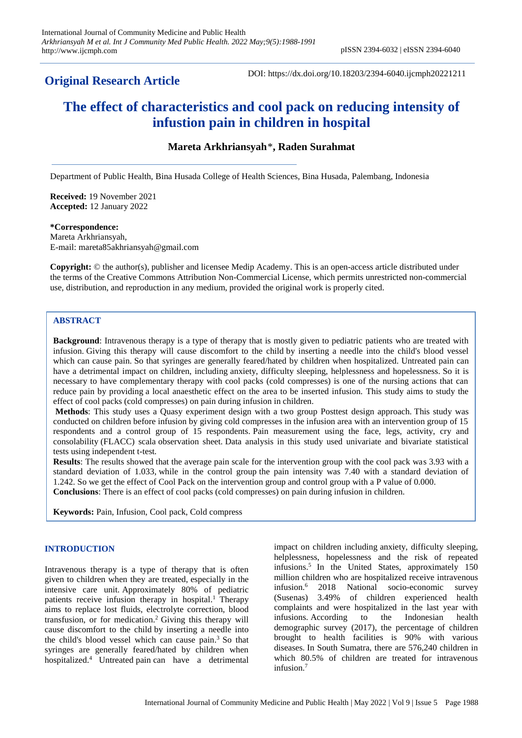**Original Research Article**

DOI: https://dx.doi.org/10.18203/2394-6040.ijcmph20221211

# The effect of characteristics and cool pack on reducing intensity of infustion pain in children in hospital

**Mareta Arkhriansyah***, **Raden Surahmat**

Department of Public Health, Bina Husada College of Health Sciences, Bina Husada, Palembang, Indonesia

**Received:** 19 November 2021
**Accepted:** 12 January 2022

***Correspondence:**
Mareta Arkhriansyah,
E-mail: mareta85akhriansyah@gmail.com

**Copyright:** © the author(s), publisher and licensee Medip Academy. This is an open-access article distributed under the terms of the Creative Commons Attribution Non-Commercial License, which permits unrestricted non-commercial use, distribution, and reproduction in any medium, provided the original work is properly cited.

## ABSTRACT

**Background**: Intravenous therapy is a type of therapy that is mostly given to pediatric patients who are treated with infusion. Giving this therapy will cause discomfort to the child by inserting a needle into the child's blood vessel which can cause pain. So that syringes are generally feared/hated by children when hospitalized. Untreated pain can have a detrimental impact on children, including anxiety, difficulty sleeping, helplessness and hopelessness. So it is necessary to have complementary therapy with cool packs (cold compresses) is one of the nursing actions that can reduce pain by providing a local anaesthetic effect on the area to be inserted infusion. This study aims to study the effect of cool packs (cold compresses) on pain during infusion in children.

**Methods**: This study uses a Quasy experiment design with a two group Posttest design approach. This study was conducted on children before infusion by giving cold compresses in the infusion area with an intervention group of 15 respondents and a control group of 15 respondents. Pain measurement using the face, legs, activity, cry and consolability (FLACC) scala observation sheet. Data analysis in this study used univariate and bivariate statistical tests using independent t-test.

**Results**: The results showed that the average pain scale for the intervention group with the cool pack was 3.93 with a standard deviation of 1.033, while in the control group the pain intensity was 7.40 with a standard deviation of 1.242. So we get the effect of Cool Pack on the intervention group and control group with a P value of 0.000.

**Conclusions**: There is an effect of cool packs (cold compresses) on pain during infusion in children.

**Keywords:** Pain, Infusion, Cool pack, Cold compress

## INTRODUCTION

Intravenous therapy is a type of therapy that is often given to children when they are treated, especially in the intensive care unit. Approximately 80% of pediatric patients receive infusion therapy in hospital.[1] Therapy aims to replace lost fluids, electrolyte correction, blood transfusion, or for medication.[2] Giving this therapy will cause discomfort to the child by inserting a needle into the child's blood vessel which can cause pain.[3] So that syringes are generally feared/hated by children when hospitalized.[4] Untreated pain can have a detrimental impact on children including anxiety, difficulty sleeping, helplessness, hopelessness and the risk of repeated infusions.[5] In the United States, approximately 150 million children who are hospitalized receive intravenous infusion.[6] 2018 National socio-economic survey (Susenas) 3.49% of children experienced health complaints and were hospitalized in the last year with infusions. According to the Indonesian health demographic survey (2017), the percentage of children brought to health facilities is 90% with various diseases. In South Sumatra, there are 576,240 children in which 80.5% of children are treated for intravenous infusion.[7]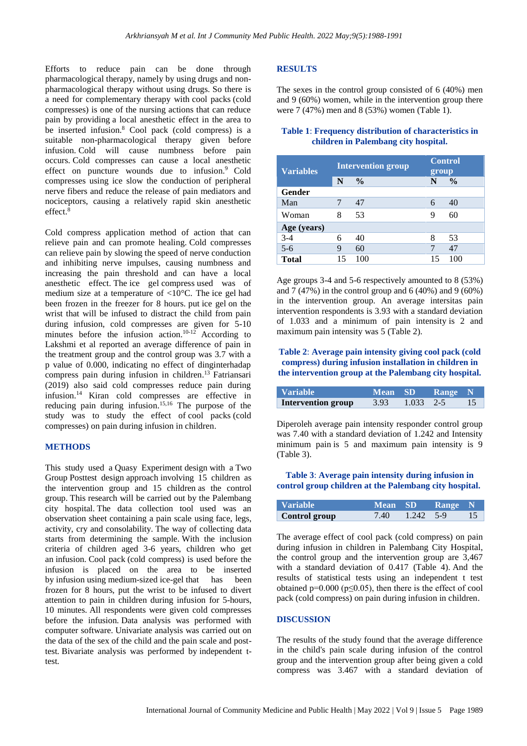Efforts to reduce pain can be done through pharmacological therapy, namely by using drugs and non-pharmacological therapy without using drugs. So there is a need for complementary therapy with cool packs (cold compresses) is one of the nursing actions that can reduce pain by providing a local anesthetic effect in the area to be inserted infusion.[8] Cool pack (cold compress) is a suitable non-pharmacological therapy given before infusion. Cold will cause numbness before pain occurs. Cold compresses can cause a local anesthetic effect on puncture wounds due to infusion.[9] Cold compresses using ice slow the conduction of peripheral nerve fibers and reduce the release of pain mediators and nociceptors, causing a relatively rapid skin anesthetic effect.[8]

Cold compress application method of action that can relieve pain and can promote healing. Cold compresses can relieve pain by slowing the speed of nerve conduction and inhibiting nerve impulses, causing numbness and increasing the pain threshold and can have a local anesthetic effect. The ice gel compress used was of medium size at a temperature of <10°C. The ice gel had been frozen in the freezer for 8 hours. put ice gel on the wrist that will be infused to distract the child from pain during infusion, cold compresses are given for 5-10 minutes before the infusion action.[10-12] According to Lakshmi et al reported an average difference of pain in the treatment group and the control group was 3.7 with a p value of 0.000, indicating no effect of dinginterhadap compress pain during infusion in children.[13] Fatriansari (2019) also said cold compresses reduce pain during infusion.[14] Kiran cold compresses are effective in reducing pain during infusion.[15,16] The purpose of the study was to study the effect of cool packs (cold compresses) on pain during infusion in children.

## METHODS

This study used a Quasy Experiment design with a Two Group Posttest design approach involving 15 children as the intervention group and 15 children as the control group. This research will be carried out by the Palembang city hospital. The data collection tool used was an observation sheet containing a pain scale using face, legs, activity, cry and consolability. The way of collecting data starts from determining the sample. With the inclusion criteria of children aged 3-6 years, children who get an infusion. Cool pack (cold compress) is used before the infusion is placed on the area to be inserted by infusion using medium-sized ice-gel that has been frozen for 8 hours, put the wrist to be infused to divert attention to pain in children during infusion for 5-hours, 10 minutes. All respondents were given cold compresses before the infusion. Data analysis was performed with computer software. Univariate analysis was carried out on the data of the sex of the child and the pain scale and post-test. Bivariate analysis was performed by independent t-test.

## RESULTS

The sexes in the control group consisted of 6 (40%) men and 9 (60%) women, while in the intervention group there were 7 (47%) men and 8 (53%) women (Table 1).

**Table 1: Frequency distribution of characteristics in children in Palembang city hospital.**

| Variables | Intervention group | | Control group | |
|---|---|---|---|---|
| | N | % | N | % |
| **Gender** | | | | |
| Man | 7 | 47 | 6 | 40 |
| Woman | 8 | 53 | 9 | 60 |
| **Age (years)** | | | | |
| 3-4 | 6 | 40 | 8 | 53 |
| 5-6 | 9 | 60 | 7 | 47 |
| **Total** | 15 | 100 | 15 | 100 |

Age groups 3-4 and 5-6 respectively amounted to 8 (53%) and 7 (47%) in the control group and 6 (40%) and 9 (60%) in the intervention group. An average intersitas pain intervention respondents is 3.93 with a standard deviation of 1.033 and a minimum of pain intensity is 2 and maximum pain intensity was 5 (Table 2).

**Table 2: Average pain intensity giving cool pack (cold compress) during infusion installation in children in the intervention group at the Palembang city hospital.**

| Variable | Mean | SD | Range | N |
|---|---|---|---|---|
| **Intervention group** | 3.93 | 1.033 | 2-5 | 15 |

Diperoleh average pain intensity responder control group was 7.40 with a standard deviation of 1.242 and Intensity minimum pain is 5 and maximum pain intensity is 9 (Table 3).

**Table 3: Average pain intensity during infusion in control group children at the Palembang city hospital.**

| Variable | Mean | SD | Range | N |
|---|---|---|---|---|
| **Control group** | 7.40 | 1.242 | 5-9 | 15 |

The average effect of cool pack (cold compress) on pain during infusion in children in Palembang City Hospital, the control group and the intervention group are 3,467 with a standard deviation of 0.417 (Table 4). And the results of statistical tests using an independent t test obtained p=0.000 (p≤0.05), then there is the effect of cool pack (cold compress) on pain during infusion in children.

## DISCUSSION

The results of the study found that the average difference in the child's pain scale during infusion of the control group and the intervention group after being given a cold compress was 3.467 with a standard deviation of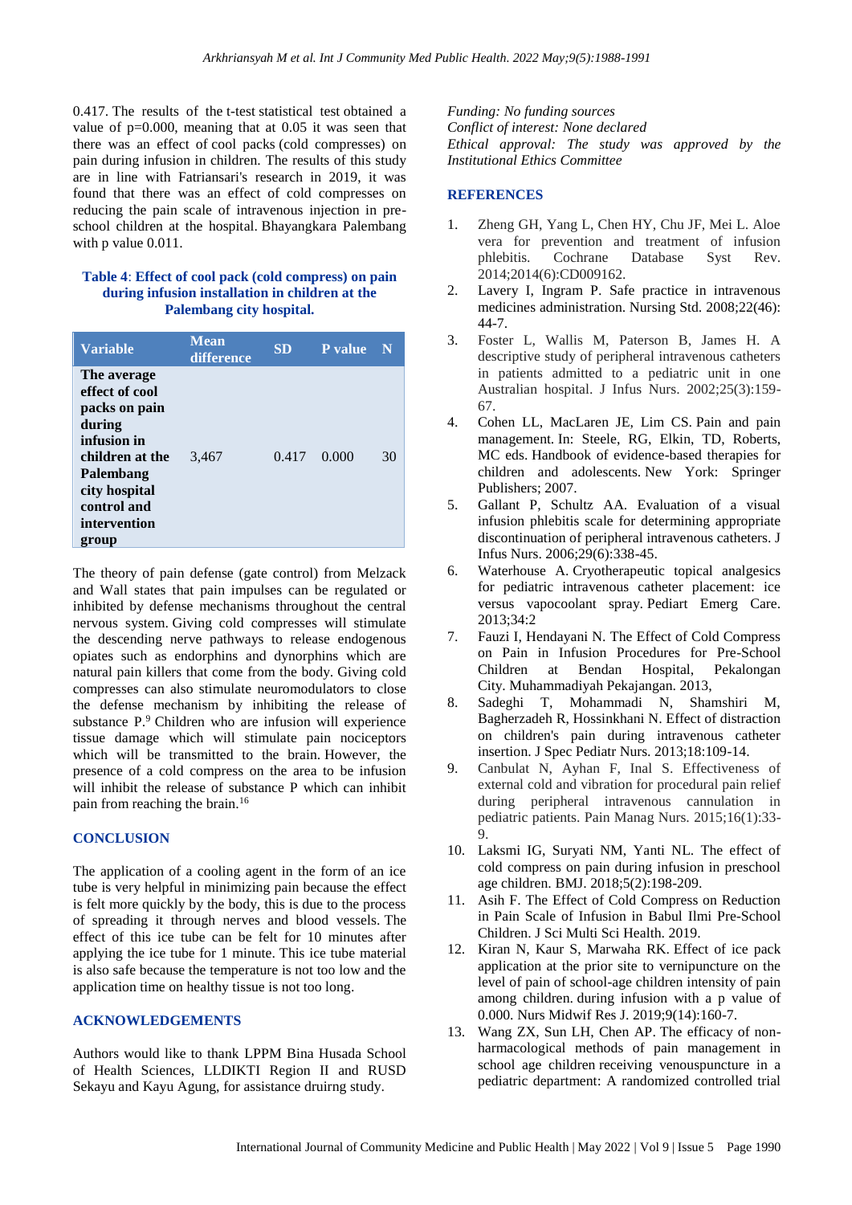0.417. The results of the t-test statistical test obtained a value of p=0.000, meaning that at 0.05 it was seen that there was an effect of cool packs (cold compresses) on pain during infusion in children. The results of this study are in line with Fatriansari's research in 2019, it was found that there was an effect of cold compresses on reducing the pain scale of intravenous injection in pre-school children at the hospital. Bhayangkara Palembang with p value 0.011.

**Table 4: Effect of cool pack (cold compress) on pain during infusion installation in children at the Palembang city hospital.**

| Variable | Mean difference | SD | P value | N |
|---|---|---|---|---|
| **The average effect of cool packs on pain during infusion in children at the Palembang city hospital control and intervention group** | 3,467 | 0.417 | 0.000 | 30 |

The theory of pain defense (gate control) from Melzack and Wall states that pain impulses can be regulated or inhibited by defense mechanisms throughout the central nervous system. Giving cold compresses will stimulate the descending nerve pathways to release endogenous opiates such as endorphins and dynorphins which are natural pain killers that come from the body. Giving cold compresses can also stimulate neuromodulators to close the defense mechanism by inhibiting the release of substance P.[9] Children who are infusion will experience tissue damage which will stimulate pain nociceptors which will be transmitted to the brain. However, the presence of a cold compress on the area to be infusion will inhibit the release of substance P which can inhibit pain from reaching the brain.[16]

## CONCLUSION

The application of a cooling agent in the form of an ice tube is very helpful in minimizing pain because the effect is felt more quickly by the body, this is due to the process of spreading it through nerves and blood vessels. The effect of this ice tube can be felt for 10 minutes after applying the ice tube for 1 minute. This ice tube material is also safe because the temperature is not too low and the application time on healthy tissue is not too long.

## ACKNOWLEDGEMENTS

Authors would like to thank LPPM Bina Husada School of Health Sciences, LLDIKTI Region II and RUSD Sekayu and Kayu Agung, for assistance druirng study.

*Funding: No funding sources*
*Conflict of interest: None declared*
*Ethical approval: The study was approved by the Institutional Ethics Committee*

## REFERENCES

1. Zheng GH, Yang L, Chen HY, Chu JF, Mei L. Aloe vera for prevention and treatment of infusion phlebitis. Cochrane Database Syst Rev. 2014;2014(6):CD009162.
2. Lavery I, Ingram P. Safe practice in intravenous medicines administration. Nursing Std. 2008;22(46): 44-7.
3. Foster L, Wallis M, Paterson B, James H. A descriptive study of peripheral intravenous catheters in patients admitted to a pediatric unit in one Australian hospital. J Infus Nurs. 2002;25(3):159-67.
4. Cohen LL, MacLaren JE, Lim CS. Pain and pain management. In: Steele, RG, Elkin, TD, Roberts, MC eds. Handbook of evidence-based therapies for children and adolescents. New York: Springer Publishers; 2007.
5. Gallant P, Schultz AA. Evaluation of a visual infusion phlebitis scale for determining appropriate discontinuation of peripheral intravenous catheters. J Infus Nurs. 2006;29(6):338-45.
6. Waterhouse A. Cryotherapeutic topical analgesics for pediatric intravenous catheter placement: ice versus vapocoolant spray. Pediart Emerg Care. 2013;34:2
7. Fauzi I, Hendayani N. The Effect of Cold Compress on Pain in Infusion Procedures for Pre-School Children at Bendan Hospital, Pekalongan City. Muhammadiyah Pekajangan. 2013,
8. Sadeghi T, Mohammadi N, Shamshiri M, Bagherzadeh R, Hossinkhani N. Effect of distraction on children's pain during intravenous catheter insertion. J Spec Pediatr Nurs. 2013;18:109-14.
9. Canbulat N, Ayhan F, Inal S. Effectiveness of external cold and vibration for procedural pain relief during peripheral intravenous cannulation in pediatric patients. Pain Manag Nurs. 2015;16(1):33-9.
10. Laksmi IG, Suryati NM, Yanti NL. The effect of cold compress on pain during infusion in preschool age children. BMJ. 2018;5(2):198-209.
11. Asih F. The Effect of Cold Compress on Reduction in Pain Scale of Infusion in Babul Ilmi Pre-School Children. J Sci Multi Sci Health. 2019.
12. Kiran N, Kaur S, Marwaha RK. Effect of ice pack application at the prior site to vernipuncture on the level of pain of school-age children intensity of pain among children. during infusion with a p value of 0.000. Nurs Midwif Res J. 2019;9(14):160-7.
13. Wang ZX, Sun LH, Chen AP. The efficacy of non-harmacological methods of pain management in school age children receiving venouspuncture in a pediatric department: A randomized controlled trial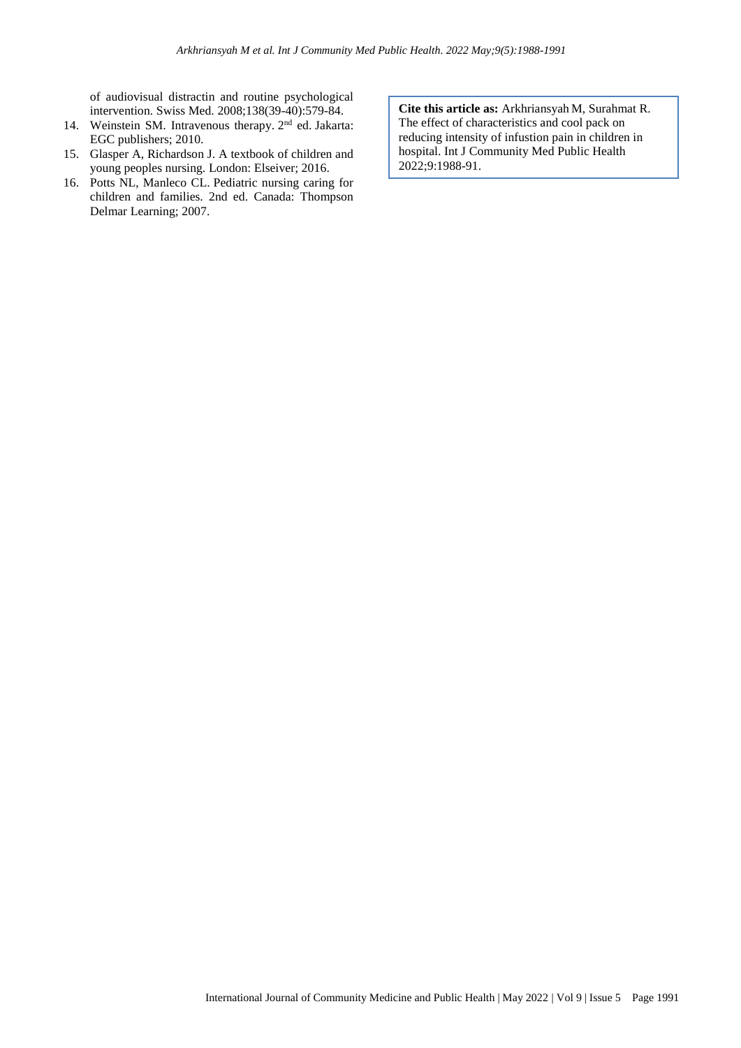of audiovisual distractin and routine psychological intervention. Swiss Med. 2008;138(39-40):579-84.

14. Weinstein SM. Intravenous therapy. 2nd ed. Jakarta: EGC publishers; 2010.
15. Glasper A, Richardson J. A textbook of children and young peoples nursing. London: Elseiver; 2016.
16. Potts NL, Manleco CL. Pediatric nursing caring for children and families. 2nd ed. Canada: Thompson Delmar Learning; 2007.

**Cite this article as:** Arkhriansyah M, Surahmat R. The effect of characteristics and cool pack on reducing intensity of infustion pain in children in hospital. Int J Community Med Public Health 2022;9:1988-91.